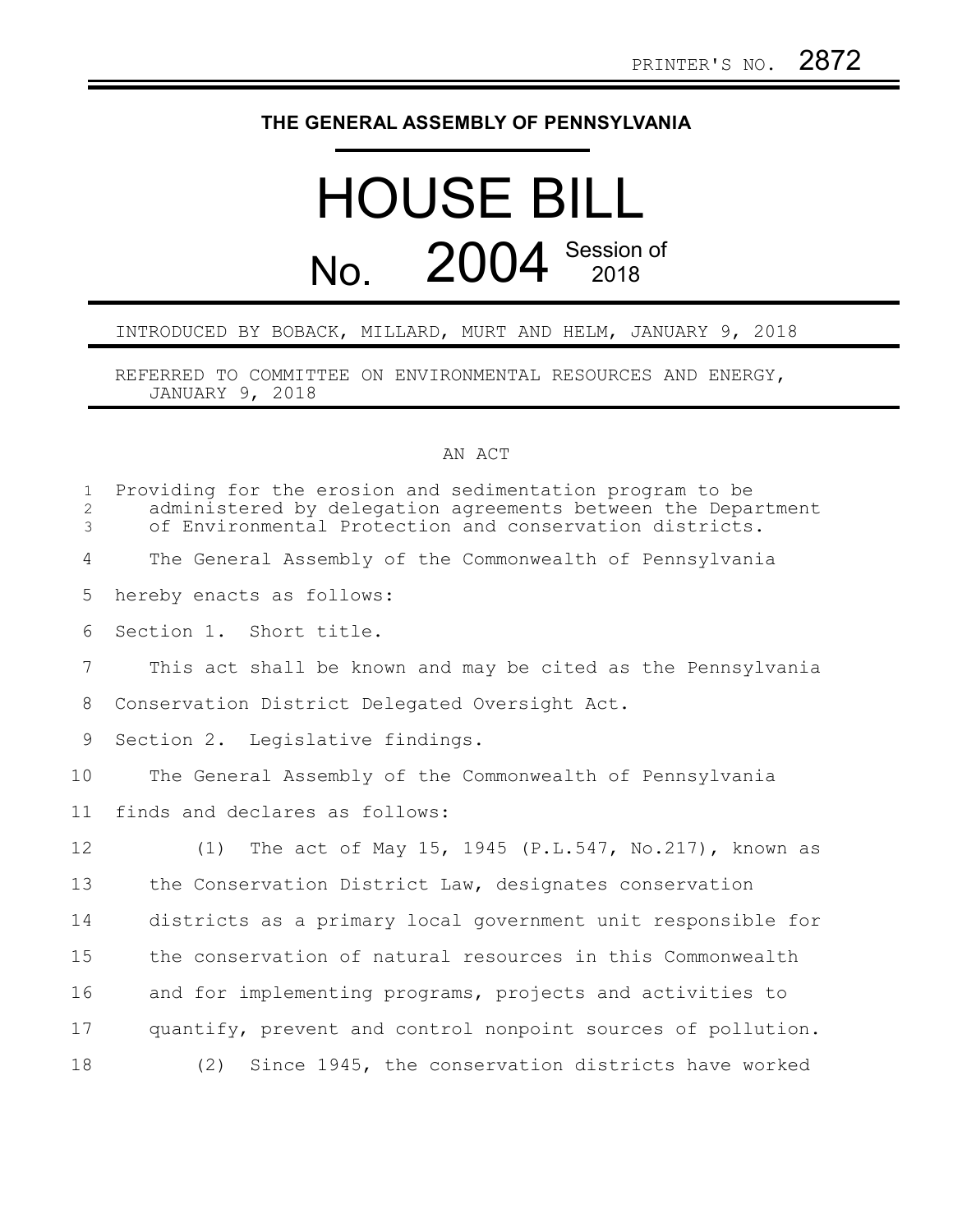PRINTER'S NO. 2872

**THE GENERAL ASSEMBLY OF PENNSYLVANIA**

# HOUSE BILL
# No. 2004 Session of 2018

INTRODUCED BY BOBACK, MILLARD, MURT AND HELM, JANUARY 9, 2018

REFERRED TO COMMITTEE ON ENVIRONMENTAL RESOURCES AND ENERGY, JANUARY 9, 2018

AN ACT

Providing for the erosion and sedimentation program to be administered by delegation agreements between the Department of Environmental Protection and conservation districts.

The General Assembly of the Commonwealth of Pennsylvania hereby enacts as follows:

Section 1. Short title.

This act shall be known and may be cited as the Pennsylvania Conservation District Delegated Oversight Act.

Section 2. Legislative findings.

The General Assembly of the Commonwealth of Pennsylvania finds and declares as follows:

(1) The act of May 15, 1945 (P.L.547, No.217), known as the Conservation District Law, designates conservation districts as a primary local government unit responsible for the conservation of natural resources in this Commonwealth and for implementing programs, projects and activities to quantify, prevent and control nonpoint sources of pollution.

(2) Since 1945, the conservation districts have worked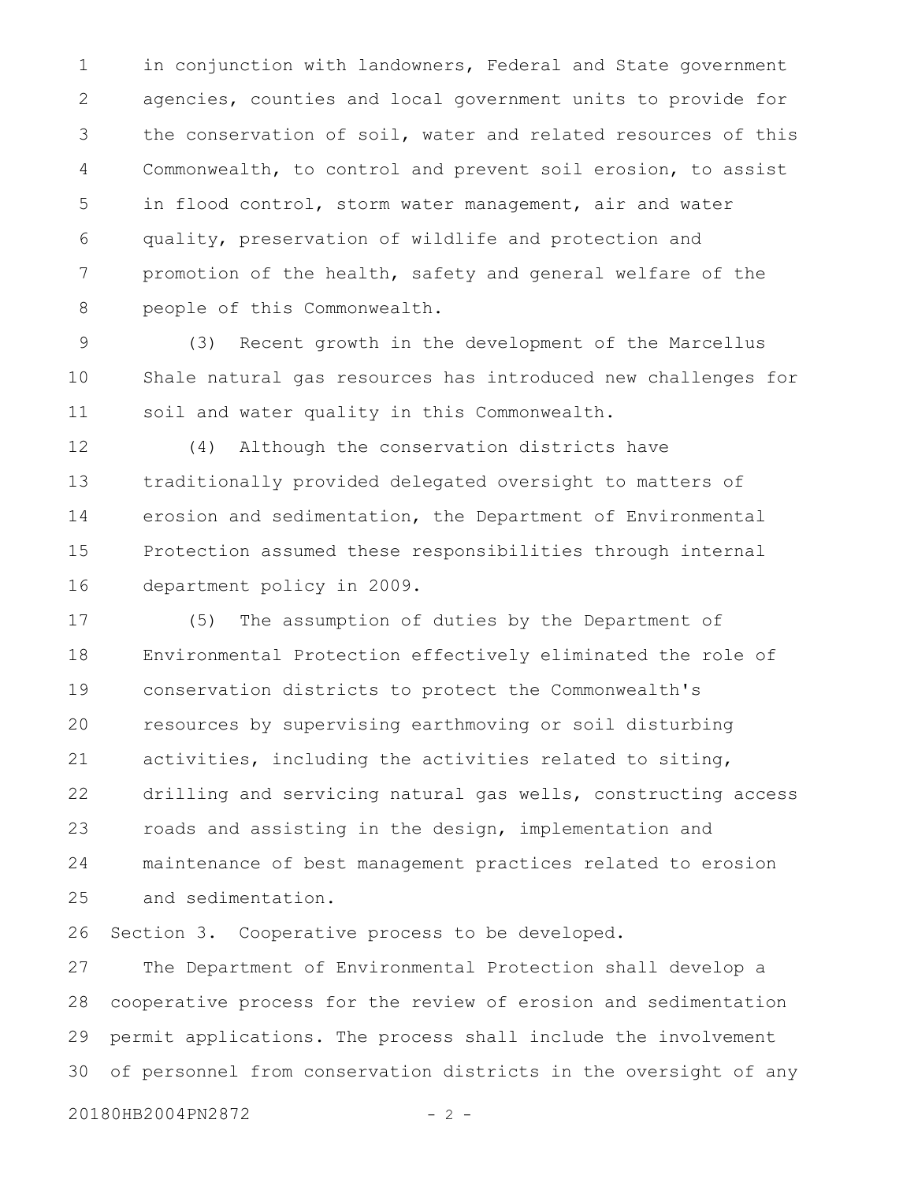in conjunction with landowners, Federal and State government agencies, counties and local government units to provide for the conservation of soil, water and related resources of this Commonwealth, to control and prevent soil erosion, to assist in flood control, storm water management, air and water quality, preservation of wildlife and protection and promotion of the health, safety and general welfare of the people of this Commonwealth.

(3) Recent growth in the development of the Marcellus Shale natural gas resources has introduced new challenges for soil and water quality in this Commonwealth.

(4) Although the conservation districts have traditionally provided delegated oversight to matters of erosion and sedimentation, the Department of Environmental Protection assumed these responsibilities through internal department policy in 2009.

(5) The assumption of duties by the Department of Environmental Protection effectively eliminated the role of conservation districts to protect the Commonwealth's resources by supervising earthmoving or soil disturbing activities, including the activities related to siting, drilling and servicing natural gas wells, constructing access roads and assisting in the design, implementation and maintenance of best management practices related to erosion and sedimentation.

Section 3. Cooperative process to be developed.

The Department of Environmental Protection shall develop a cooperative process for the review of erosion and sedimentation permit applications. The process shall include the involvement of personnel from conservation districts in the oversight of any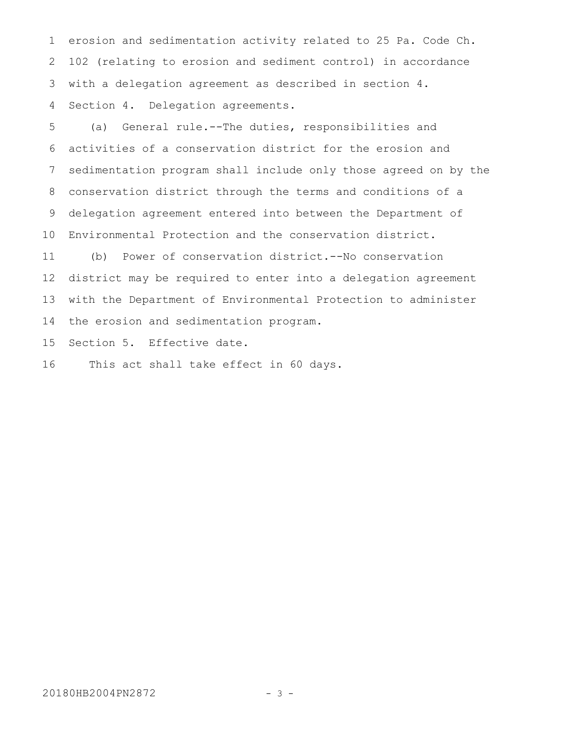erosion and sedimentation activity related to 25 Pa. Code Ch. 102 (relating to erosion and sediment control) in accordance with a delegation agreement as described in section 4.

Section 4. Delegation agreements.

(a) General rule.--The duties, responsibilities and activities of a conservation district for the erosion and sedimentation program shall include only those agreed on by the conservation district through the terms and conditions of a delegation agreement entered into between the Department of Environmental Protection and the conservation district.

(b) Power of conservation district.--No conservation district may be required to enter into a delegation agreement with the Department of Environmental Protection to administer the erosion and sedimentation program.

Section 5. Effective date.

This act shall take effect in 60 days.